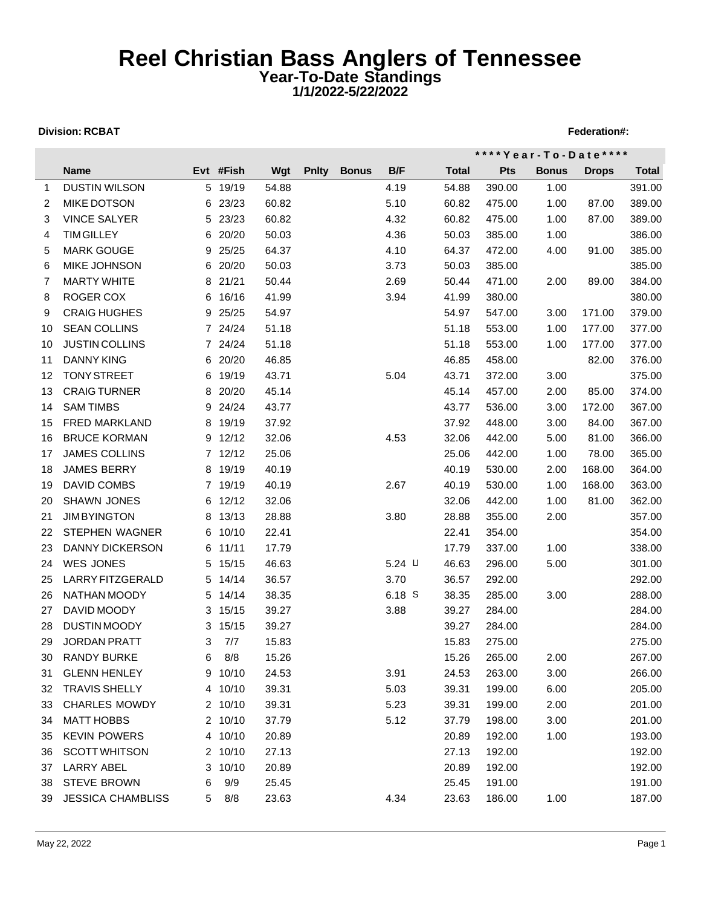# Reel Christian Bass Anglers of Tennessee

## Year-To-Date Standings

### 1/1/2022-5/22/2022

**Division: RCBAT** **Federation#:**

| | | | | | | | | | **\*\*\*\*Year-To-Date\*\*\*\*** | | | |
|---|---|---|---|---|---|---|---|---|---|---|---|---|
| | **Name** | **Evt** | **#Fish** | **Wgt** | **Pnlty** | **Bonus** | **B/F** | **Total** | **Pts** | **Bonus** | **Drops** | **Total** |
| 1 | DUSTIN WILSON | 5 | 19/19 | 54.88 | | | 4.19 | 54.88 | 390.00 | 1.00 | | 391.00 |
| 2 | MIKE DOTSON | 6 | 23/23 | 60.82 | | | 5.10 | 60.82 | 475.00 | 1.00 | 87.00 | 389.00 |
| 3 | VINCE SALYER | 5 | 23/23 | 60.82 | | | 4.32 | 60.82 | 475.00 | 1.00 | 87.00 | 389.00 |
| 4 | TIM GILLEY | 6 | 20/20 | 50.03 | | | 4.36 | 50.03 | 385.00 | 1.00 | | 386.00 |
| 5 | MARK GOUGE | 9 | 25/25 | 64.37 | | | 4.10 | 64.37 | 472.00 | 4.00 | 91.00 | 385.00 |
| 6 | MIKE JOHNSON | 6 | 20/20 | 50.03 | | | 3.73 | 50.03 | 385.00 | | | 385.00 |
| 7 | MARTY WHITE | 8 | 21/21 | 50.44 | | | 2.69 | 50.44 | 471.00 | 2.00 | 89.00 | 384.00 |
| 8 | ROGER COX | 6 | 16/16 | 41.99 | | | 3.94 | 41.99 | 380.00 | | | 380.00 |
| 9 | CRAIG HUGHES | 9 | 25/25 | 54.97 | | | | 54.97 | 547.00 | 3.00 | 171.00 | 379.00 |
| 10 | SEAN COLLINS | 7 | 24/24 | 51.18 | | | | 51.18 | 553.00 | 1.00 | 177.00 | 377.00 |
| 10 | JUSTIN COLLINS | 7 | 24/24 | 51.18 | | | | 51.18 | 553.00 | 1.00 | 177.00 | 377.00 |
| 11 | DANNY KING | 6 | 20/20 | 46.85 | | | | 46.85 | 458.00 | | 82.00 | 376.00 |
| 12 | TONY STREET | 6 | 19/19 | 43.71 | | | 5.04 | 43.71 | 372.00 | 3.00 | | 375.00 |
| 13 | CRAIG TURNER | 8 | 20/20 | 45.14 | | | | 45.14 | 457.00 | 2.00 | 85.00 | 374.00 |
| 14 | SAM TIMBS | 9 | 24/24 | 43.77 | | | | 43.77 | 536.00 | 3.00 | 172.00 | 367.00 |
| 15 | FRED MARKLAND | 8 | 19/19 | 37.92 | | | | 37.92 | 448.00 | 3.00 | 84.00 | 367.00 |
| 16 | BRUCE KORMAN | 9 | 12/12 | 32.06 | | | 4.53 | 32.06 | 442.00 | 5.00 | 81.00 | 366.00 |
| 17 | JAMES COLLINS | 7 | 12/12 | 25.06 | | | | 25.06 | 442.00 | 1.00 | 78.00 | 365.00 |
| 18 | JAMES BERRY | 8 | 19/19 | 40.19 | | | | 40.19 | 530.00 | 2.00 | 168.00 | 364.00 |
| 19 | DAVID COMBS | 7 | 19/19 | 40.19 | | | 2.67 | 40.19 | 530.00 | 1.00 | 168.00 | 363.00 |
| 20 | SHAWN JONES | 6 | 12/12 | 32.06 | | | | 32.06 | 442.00 | 1.00 | 81.00 | 362.00 |
| 21 | JIM BYINGTON | 8 | 13/13 | 28.88 | | | 3.80 | 28.88 | 355.00 | 2.00 | | 357.00 |
| 22 | STEPHEN WAGNER | 6 | 10/10 | 22.41 | | | | 22.41 | 354.00 | | | 354.00 |
| 23 | DANNY DICKERSON | 6 | 11/11 | 17.79 | | | | 17.79 | 337.00 | 1.00 | | 338.00 |
| 24 | WES JONES | 5 | 15/15 | 46.63 | | | 5.24 L | 46.63 | 296.00 | 5.00 | | 301.00 |
| 25 | LARRY FITZGERALD | 5 | 14/14 | 36.57 | | | 3.70 | 36.57 | 292.00 | | | 292.00 |
| 26 | NATHAN MOODY | 5 | 14/14 | 38.35 | | | 6.18 S | 38.35 | 285.00 | 3.00 | | 288.00 |
| 27 | DAVID MOODY | 3 | 15/15 | 39.27 | | | 3.88 | 39.27 | 284.00 | | | 284.00 |
| 28 | DUSTIN MOODY | 3 | 15/15 | 39.27 | | | | 39.27 | 284.00 | | | 284.00 |
| 29 | JORDAN PRATT | 3 | 7/7 | 15.83 | | | | 15.83 | 275.00 | | | 275.00 |
| 30 | RANDY BURKE | 6 | 8/8 | 15.26 | | | | 15.26 | 265.00 | 2.00 | | 267.00 |
| 31 | GLENN HENLEY | 9 | 10/10 | 24.53 | | | 3.91 | 24.53 | 263.00 | 3.00 | | 266.00 |
| 32 | TRAVIS SHELLY | 4 | 10/10 | 39.31 | | | 5.03 | 39.31 | 199.00 | 6.00 | | 205.00 |
| 33 | CHARLES MOWDY | 2 | 10/10 | 39.31 | | | 5.23 | 39.31 | 199.00 | 2.00 | | 201.00 |
| 34 | MATT HOBBS | 2 | 10/10 | 37.79 | | | 5.12 | 37.79 | 198.00 | 3.00 | | 201.00 |
| 35 | KEVIN POWERS | 4 | 10/10 | 20.89 | | | | 20.89 | 192.00 | 1.00 | | 193.00 |
| 36 | SCOTT WHITSON | 2 | 10/10 | 27.13 | | | | 27.13 | 192.00 | | | 192.00 |
| 37 | LARRY ABEL | 3 | 10/10 | 20.89 | | | | 20.89 | 192.00 | | | 192.00 |
| 38 | STEVE BROWN | 6 | 9/9 | 25.45 | | | | 25.45 | 191.00 | | | 191.00 |
| 39 | JESSICA CHAMBLISS | 5 | 8/8 | 23.63 | | | 4.34 | 23.63 | 186.00 | 1.00 | | 187.00 |

May 22, 2022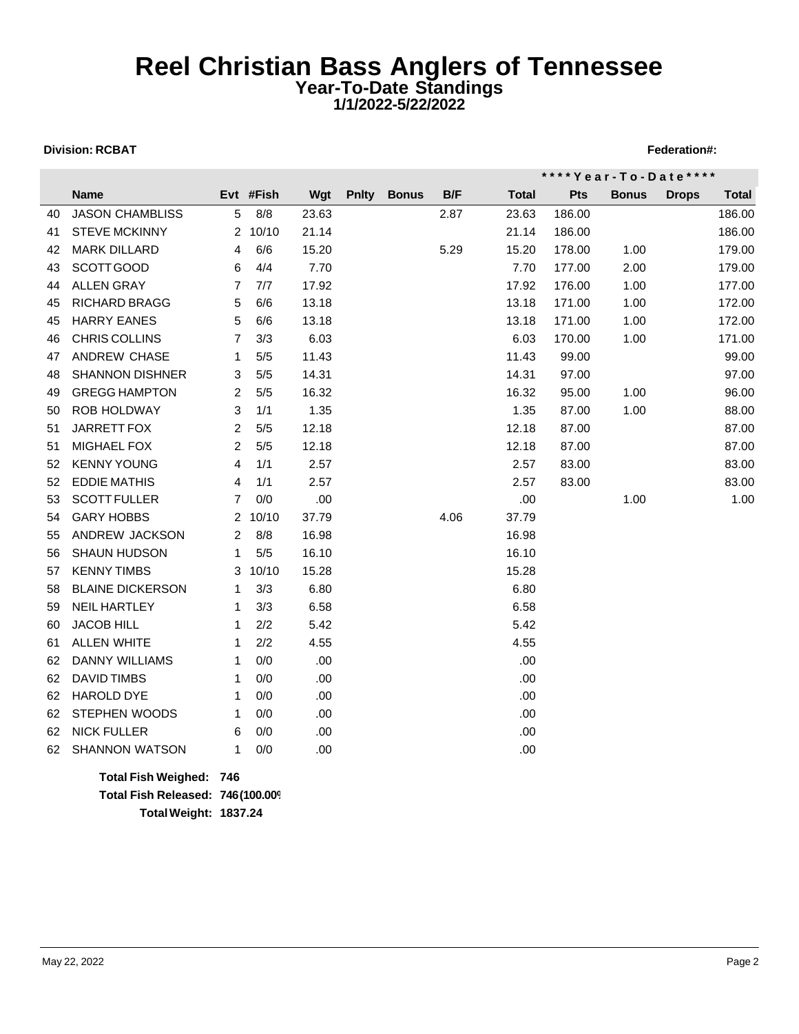# Reel Christian Bass Anglers of Tennessee

## Year-To-Date Standings

### 1/1/2022-5/22/2022

**Division: RCBAT** **Federation#:**

| | | | | | | | | | ****Year-To-Date**** | | | |
|---|---|---|---|---|---|---|---|---|---|---|---|---|
| | **Name** | **Evt** | **#Fish** | **Wgt** | **Pnlty** | **Bonus** | **B/F** | **Total** | **Pts** | **Bonus** | **Drops** | **Total** |
| 40 | JASON CHAMBLISS | 5 | 8/8 | 23.63 | | | 2.87 | 23.63 | 186.00 | | | 186.00 |
| 41 | STEVE MCKINNY | 2 | 10/10 | 21.14 | | | | 21.14 | 186.00 | | | 186.00 |
| 42 | MARK DILLARD | 4 | 6/6 | 15.20 | | | 5.29 | 15.20 | 178.00 | 1.00 | | 179.00 |
| 43 | SCOTT GOOD | 6 | 4/4 | 7.70 | | | | 7.70 | 177.00 | 2.00 | | 179.00 |
| 44 | ALLEN GRAY | 7 | 7/7 | 17.92 | | | | 17.92 | 176.00 | 1.00 | | 177.00 |
| 45 | RICHARD BRAGG | 5 | 6/6 | 13.18 | | | | 13.18 | 171.00 | 1.00 | | 172.00 |
| 45 | HARRY EANES | 5 | 6/6 | 13.18 | | | | 13.18 | 171.00 | 1.00 | | 172.00 |
| 46 | CHRIS COLLINS | 7 | 3/3 | 6.03 | | | | 6.03 | 170.00 | 1.00 | | 171.00 |
| 47 | ANDREW CHASE | 1 | 5/5 | 11.43 | | | | 11.43 | 99.00 | | | 99.00 |
| 48 | SHANNON DISHNER | 3 | 5/5 | 14.31 | | | | 14.31 | 97.00 | | | 97.00 |
| 49 | GREGG HAMPTON | 2 | 5/5 | 16.32 | | | | 16.32 | 95.00 | 1.00 | | 96.00 |
| 50 | ROB HOLDWAY | 3 | 1/1 | 1.35 | | | | 1.35 | 87.00 | 1.00 | | 88.00 |
| 51 | JARRETT FOX | 2 | 5/5 | 12.18 | | | | 12.18 | 87.00 | | | 87.00 |
| 51 | MIGHAEL FOX | 2 | 5/5 | 12.18 | | | | 12.18 | 87.00 | | | 87.00 |
| 52 | KENNY YOUNG | 4 | 1/1 | 2.57 | | | | 2.57 | 83.00 | | | 83.00 |
| 52 | EDDIE MATHIS | 4 | 1/1 | 2.57 | | | | 2.57 | 83.00 | | | 83.00 |
| 53 | SCOTT FULLER | 7 | 0/0 | .00 | | | | .00 | | 1.00 | | 1.00 |
| 54 | GARY HOBBS | 2 | 10/10 | 37.79 | | | 4.06 | 37.79 | | | | |
| 55 | ANDREW JACKSON | 2 | 8/8 | 16.98 | | | | 16.98 | | | | |
| 56 | SHAUN HUDSON | 1 | 5/5 | 16.10 | | | | 16.10 | | | | |
| 57 | KENNY TIMBS | 3 | 10/10 | 15.28 | | | | 15.28 | | | | |
| 58 | BLAINE DICKERSON | 1 | 3/3 | 6.80 | | | | 6.80 | | | | |
| 59 | NEIL HARTLEY | 1 | 3/3 | 6.58 | | | | 6.58 | | | | |
| 60 | JACOB HILL | 1 | 2/2 | 5.42 | | | | 5.42 | | | | |
| 61 | ALLEN WHITE | 1 | 2/2 | 4.55 | | | | 4.55 | | | | |
| 62 | DANNY WILLIAMS | 1 | 0/0 | .00 | | | | .00 | | | | |
| 62 | DAVID TIMBS | 1 | 0/0 | .00 | | | | .00 | | | | |
| 62 | HAROLD DYE | 1 | 0/0 | .00 | | | | .00 | | | | |
| 62 | STEPHEN WOODS | 1 | 0/0 | .00 | | | | .00 | | | | |
| 62 | NICK FULLER | 6 | 0/0 | .00 | | | | .00 | | | | |
| 62 | SHANNON WATSON | 1 | 0/0 | .00 | | | | .00 | | | | |

**Total Fish Weighed: 746**
**Total Fish Released: 746 (100.00%**
**Total Weight: 1837.24**

May 22, 2022